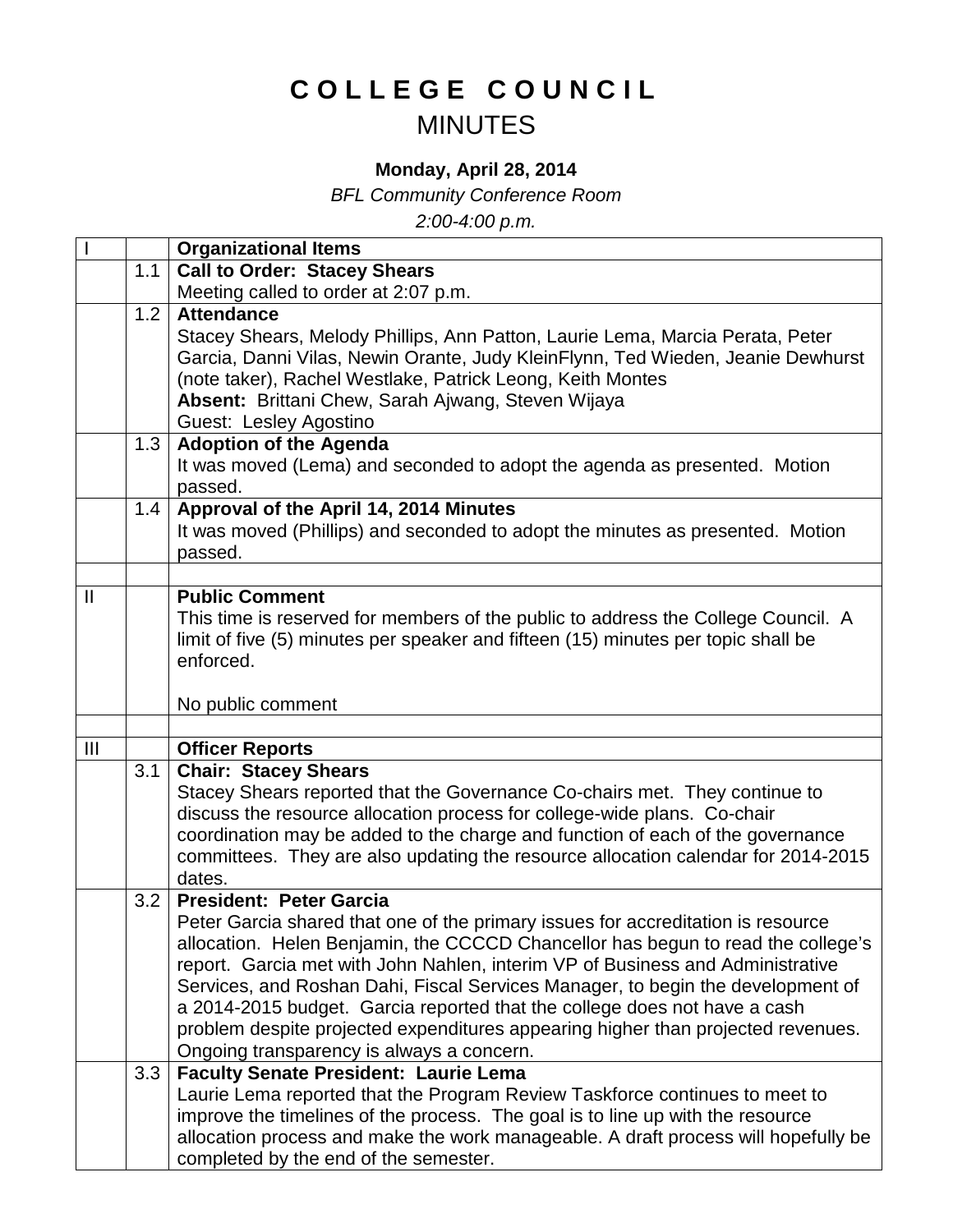# C O L L E G E   C O U N C I L

## MINUTES

**Monday, April 28, 2014**

*BFL Community Conference Room*

*2:00-4:00 p.m.*

| I | | **Organizational Items** |
|---|---|---|
| | 1.1 | **Call to Order: Stacey Shears**<br>Meeting called to order at 2:07 p.m. |
| | 1.2 | **Attendance**<br>Stacey Shears, Melody Phillips, Ann Patton, Laurie Lema, Marcia Perata, Peter Garcia, Danni Vilas, Newin Orante, Judy KleinFlynn, Ted Wieden, Jeanie Dewhurst (note taker), Rachel Westlake, Patrick Leong, Keith Montes<br>**Absent:** Brittani Chew, Sarah Ajwang, Steven Wijaya<br>Guest: Lesley Agostino |
| | 1.3 | **Adoption of the Agenda**<br>It was moved (Lema) and seconded to adopt the agenda as presented. Motion passed. |
| | 1.4 | **Approval of the April 14, 2014 Minutes**<br>It was moved (Phillips) and seconded to adopt the minutes as presented. Motion passed. |
| | | |
| II | | **Public Comment**<br>This time is reserved for members of the public to address the College Council. A limit of five (5) minutes per speaker and fifteen (15) minutes per topic shall be enforced.<br><br>No public comment |
| | | |
| III | | **Officer Reports** |
| | 3.1 | **Chair: Stacey Shears**<br>Stacey Shears reported that the Governance Co-chairs met. They continue to discuss the resource allocation process for college-wide plans. Co-chair coordination may be added to the charge and function of each of the governance committees. They are also updating the resource allocation calendar for 2014-2015 dates. |
| | 3.2 | **President: Peter Garcia**<br>Peter Garcia shared that one of the primary issues for accreditation is resource allocation. Helen Benjamin, the CCCCD Chancellor has begun to read the college's report. Garcia met with John Nahlen, interim VP of Business and Administrative Services, and Roshan Dahi, Fiscal Services Manager, to begin the development of a 2014-2015 budget. Garcia reported that the college does not have a cash problem despite projected expenditures appearing higher than projected revenues. Ongoing transparency is always a concern. |
| | 3.3 | **Faculty Senate President: Laurie Lema**<br>Laurie Lema reported that the Program Review Taskforce continues to meet to improve the timelines of the process. The goal is to line up with the resource allocation process and make the work manageable. A draft process will hopefully be completed by the end of the semester. |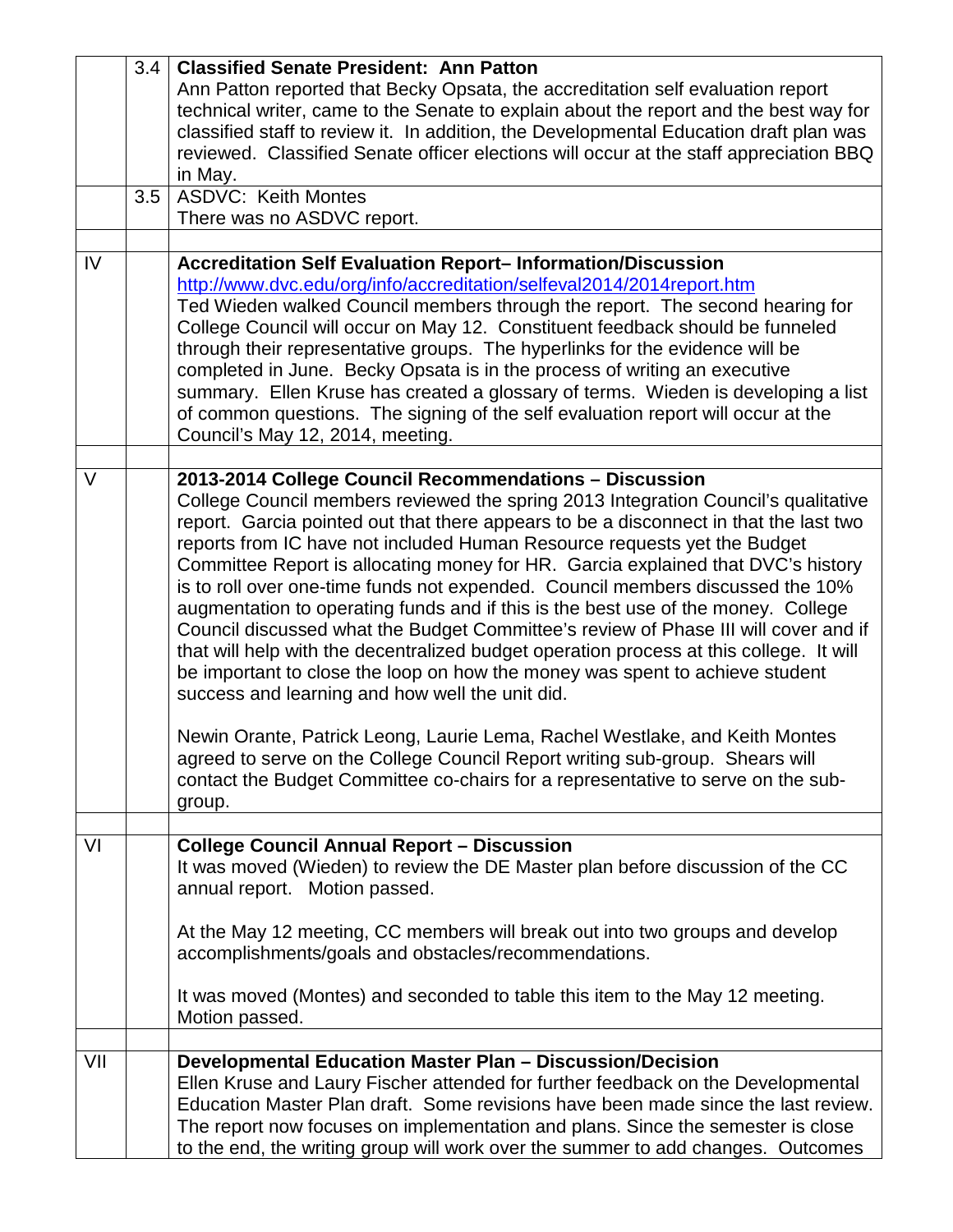| | | |
|---|---|---|
| | 3.4 | **Classified Senate President: Ann Patton**<br>Ann Patton reported that Becky Opsata, the accreditation self evaluation report technical writer, came to the Senate to explain about the report and the best way for classified staff to review it. In addition, the Developmental Education draft plan was reviewed. Classified Senate officer elections will occur at the staff appreciation BBQ in May. |
| | 3.5 | ASDVC: Keith Montes<br>There was no ASDVC report. |
| | | |
| IV | | **Accreditation Self Evaluation Report– Information/Discussion**<br>http://www.dvc.edu/org/info/accreditation/selfeval2014/2014report.htm<br>Ted Wieden walked Council members through the report. The second hearing for College Council will occur on May 12. Constituent feedback should be funneled through their representative groups. The hyperlinks for the evidence will be completed in June. Becky Opsata is in the process of writing an executive summary. Ellen Kruse has created a glossary of terms. Wieden is developing a list of common questions. The signing of the self evaluation report will occur at the Council's May 12, 2014, meeting. |
| | | |
| V | | **2013-2014 College Council Recommendations – Discussion**<br>College Council members reviewed the spring 2013 Integration Council's qualitative report. Garcia pointed out that there appears to be a disconnect in that the last two reports from IC have not included Human Resource requests yet the Budget Committee Report is allocating money for HR. Garcia explained that DVC's history is to roll over one-time funds not expended. Council members discussed the 10% augmentation to operating funds and if this is the best use of the money. College Council discussed what the Budget Committee's review of Phase III will cover and if that will help with the decentralized budget operation process at this college. It will be important to close the loop on how the money was spent to achieve student success and learning and how well the unit did.<br><br>Newin Orante, Patrick Leong, Laurie Lema, Rachel Westlake, and Keith Montes agreed to serve on the College Council Report writing sub-group. Shears will contact the Budget Committee co-chairs for a representative to serve on the sub-group. |
| | | |
| VI | | **College Council Annual Report – Discussion**<br>It was moved (Wieden) to review the DE Master plan before discussion of the CC annual report. Motion passed.<br><br>At the May 12 meeting, CC members will break out into two groups and develop accomplishments/goals and obstacles/recommendations.<br><br>It was moved (Montes) and seconded to table this item to the May 12 meeting. Motion passed. |
| | | |
| VII | | **Developmental Education Master Plan – Discussion/Decision**<br>Ellen Kruse and Laury Fischer attended for further feedback on the Developmental Education Master Plan draft. Some revisions have been made since the last review. The report now focuses on implementation and plans. Since the semester is close to the end, the writing group will work over the summer to add changes. Outcomes |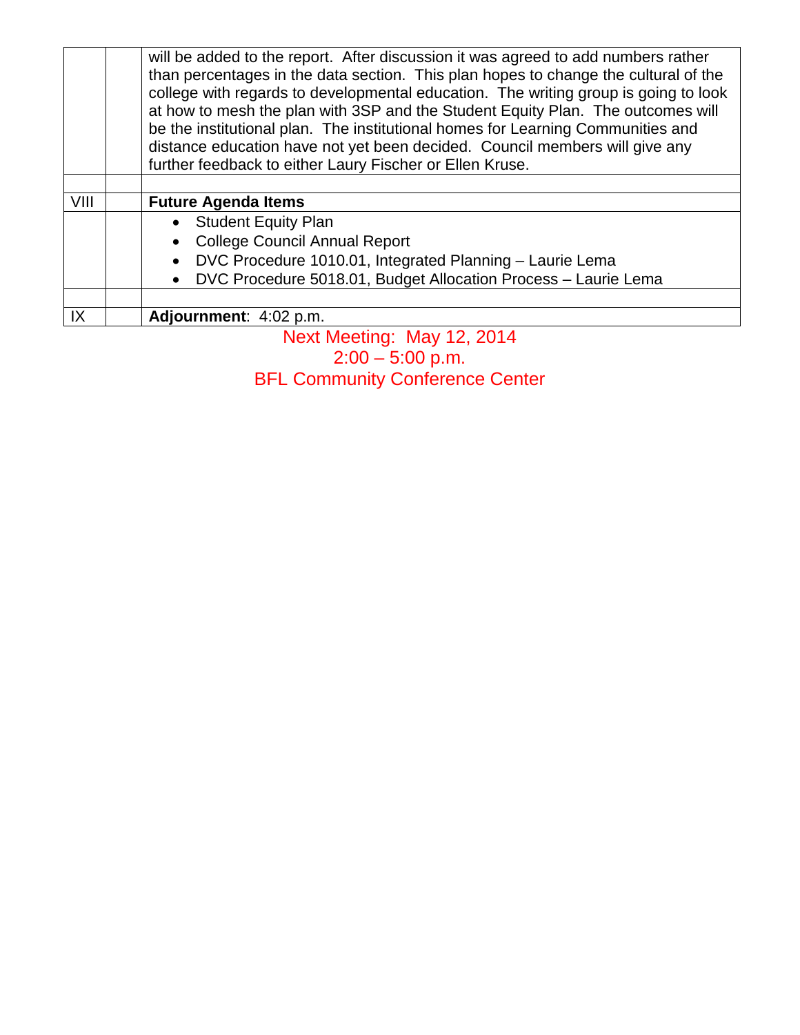| | | |
|---|---|---|
| | | will be added to the report. After discussion it was agreed to add numbers rather than percentages in the data section. This plan hopes to change the cultural of the college with regards to developmental education. The writing group is going to look at how to mesh the plan with 3SP and the Student Equity Plan. The outcomes will be the institutional plan. The institutional homes for Learning Communities and distance education have not yet been decided. Council members will give any further feedback to either Laury Fischer or Ellen Kruse. |
| | | |
| VIII | | **Future Agenda Items** |
| | | • Student Equity Plan<br>• College Council Annual Report<br>• DVC Procedure 1010.01, Integrated Planning – Laurie Lema<br>• DVC Procedure 5018.01, Budget Allocation Process – Laurie Lema |
| | | |
| IX | | **Adjournment**: 4:02 p.m. |

Next Meeting: May 12, 2014
2:00 – 5:00 p.m.
BFL Community Conference Center